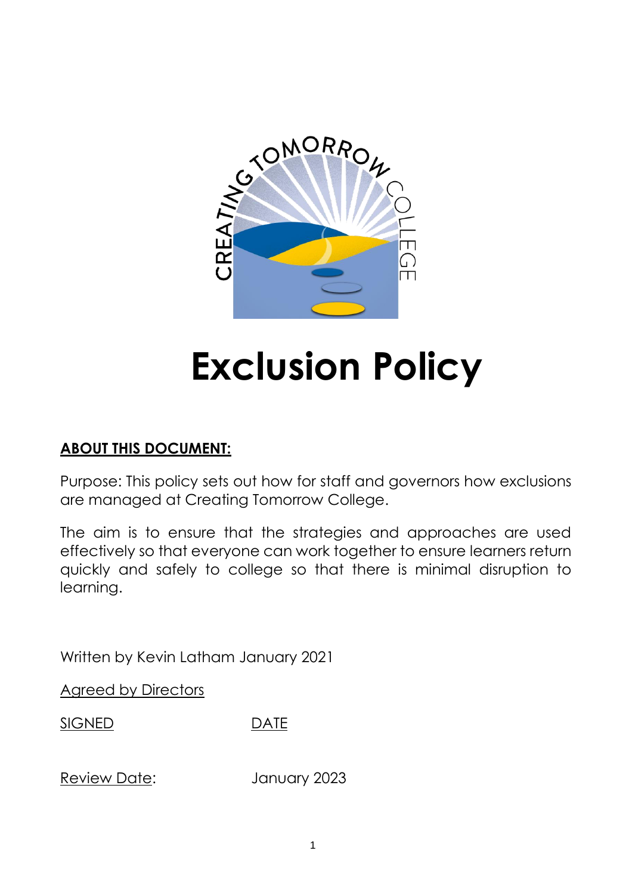# Exclusion Policy

**ABOUT THIS DOCUMENT:**

Purpose: This policy sets out how for staff and governors how exclusions are managed at Creating Tomorrow College.

The aim is to ensure that the strategies and approaches are used effectively so that everyone can work together to ensure learners return quickly and safely to college so that there is minimal disruption to learning.

Written by Kevin Latham January 2021

Agreed by Directors

SIGNED DATE

Review Date: January 2023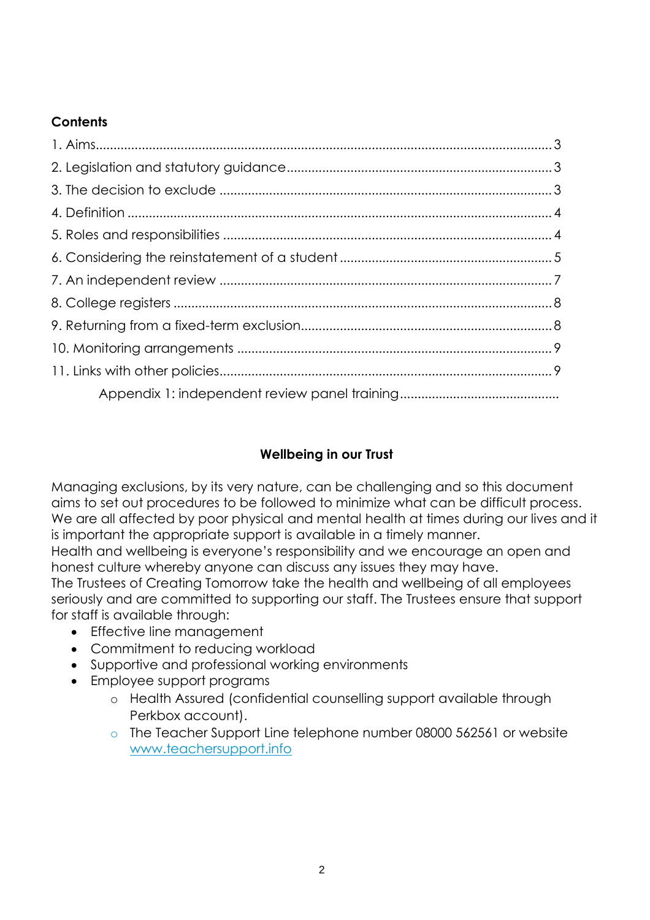**Contents**

1. Aims....................................................................................................................3
2. Legislation and statutory guidance.............................................................................3
3. The decision to exclude ........................................................................................3
4. Definition ...........................................................................................................4
5. Roles and responsibilities ........................................................................................4
6. Considering the reinstatement of a student ...............................................................5
7. An independent review ..........................................................................................7
8. College registers ...................................................................................................8
9. Returning from a fixed-term exclusion.......................................................................8
10. Monitoring arrangements ......................................................................................9
11. Links with other policies........................................................................................9

Appendix 1: independent review panel training............................................

**Wellbeing in our Trust**

Managing exclusions, by its very nature, can be challenging and so this document aims to set out procedures to be followed to minimize what can be difficult process. We are all affected by poor physical and mental health at times during our lives and it is important the appropriate support is available in a timely manner.

Health and wellbeing is everyone's responsibility and we encourage an open and honest culture whereby anyone can discuss any issues they may have.

The Trustees of Creating Tomorrow take the health and wellbeing of all employees seriously and are committed to supporting our staff. The Trustees ensure that support for staff is available through:

- Effective line management
- Commitment to reducing workload
- Supportive and professional working environments
- Employee support programs
  - Health Assured (confidential counselling support available through Perkbox account).
  - The Teacher Support Line telephone number 08000 562561 or website www.teachersupport.info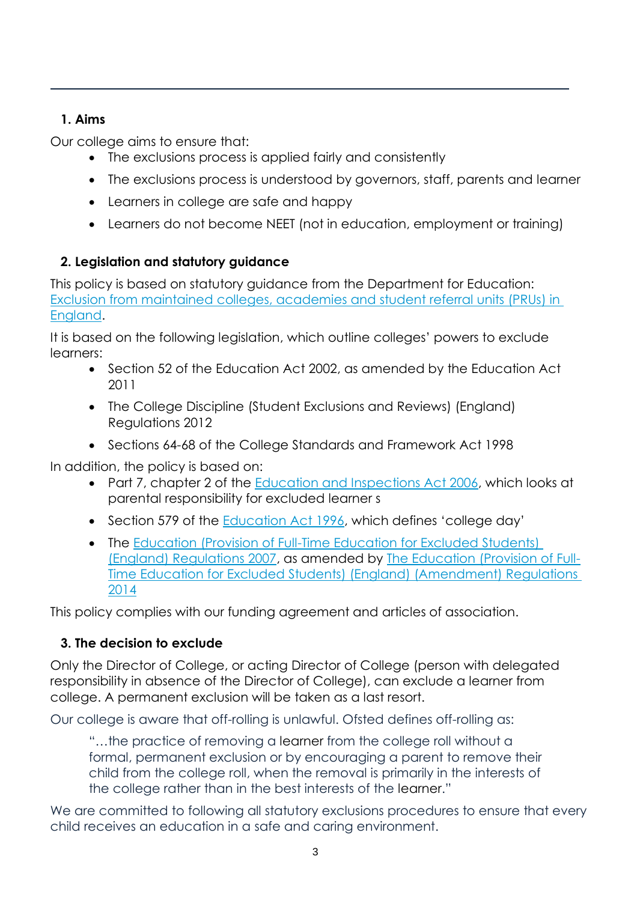## 1. Aims

Our college aims to ensure that:

- The exclusions process is applied fairly and consistently
- The exclusions process is understood by governors, staff, parents and learner
- Learners in college are safe and happy
- Learners do not become NEET (not in education, employment or training)

## 2. Legislation and statutory guidance

This policy is based on statutory guidance from the Department for Education: [Exclusion from maintained colleges, academies and student referral units (PRUs) in England](#).

It is based on the following legislation, which outline colleges' powers to exclude learners:

- Section 52 of the Education Act 2002, as amended by the Education Act 2011
- The College Discipline (Student Exclusions and Reviews) (England) Regulations 2012
- Sections 64-68 of the College Standards and Framework Act 1998

In addition, the policy is based on:

- Part 7, chapter 2 of the [Education and Inspections Act 2006](#), which looks at parental responsibility for excluded learner s
- Section 579 of the [Education Act 1996](#), which defines 'college day'
- The [Education (Provision of Full-Time Education for Excluded Students) (England) Regulations 2007](#), as amended by [The Education (Provision of Full-Time Education for Excluded Students) (England) (Amendment) Regulations 2014](#)

This policy complies with our funding agreement and articles of association.

## 3. The decision to exclude

Only the Director of College, or acting Director of College (person with delegated responsibility in absence of the Director of College), can exclude a learner from college. A permanent exclusion will be taken as a last resort.

Our college is aware that off-rolling is unlawful. Ofsted defines off-rolling as:

> "…the practice of removing a learner from the college roll without a formal, permanent exclusion or by encouraging a parent to remove their child from the college roll, when the removal is primarily in the interests of the college rather than in the best interests of the learner."

We are committed to following all statutory exclusions procedures to ensure that every child receives an education in a safe and caring environment.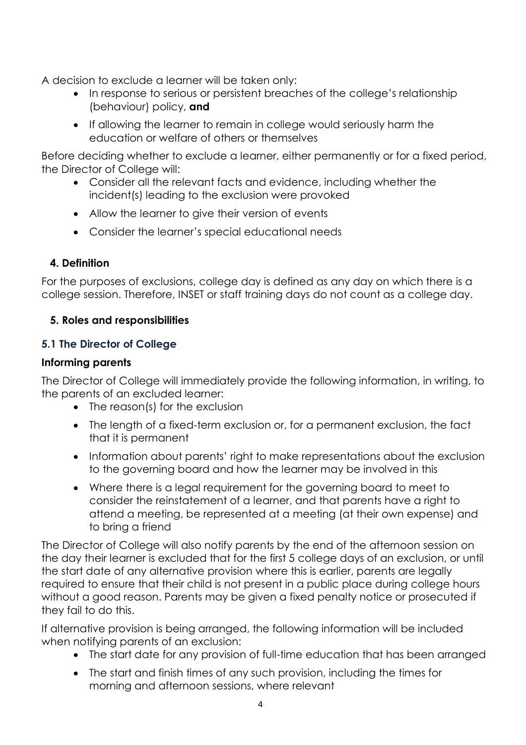A decision to exclude a learner will be taken only:

- In response to serious or persistent breaches of the college's relationship (behaviour) policy, **and**
- If allowing the learner to remain in college would seriously harm the education or welfare of others or themselves

Before deciding whether to exclude a learner, either permanently or for a fixed period, the Director of College will:

- Consider all the relevant facts and evidence, including whether the incident(s) leading to the exclusion were provoked
- Allow the learner to give their version of events
- Consider the learner's special educational needs

## 4. Definition

For the purposes of exclusions, college day is defined as any day on which there is a college session. Therefore, INSET or staff training days do not count as a college day.

## 5. Roles and responsibilities

### 5.1 The Director of College

**Informing parents**

The Director of College will immediately provide the following information, in writing, to the parents of an excluded learner:

- The reason(s) for the exclusion
- The length of a fixed-term exclusion or, for a permanent exclusion, the fact that it is permanent
- Information about parents' right to make representations about the exclusion to the governing board and how the learner may be involved in this
- Where there is a legal requirement for the governing board to meet to consider the reinstatement of a learner, and that parents have a right to attend a meeting, be represented at a meeting (at their own expense) and to bring a friend

The Director of College will also notify parents by the end of the afternoon session on the day their learner is excluded that for the first 5 college days of an exclusion, or until the start date of any alternative provision where this is earlier, parents are legally required to ensure that their child is not present in a public place during college hours without a good reason. Parents may be given a fixed penalty notice or prosecuted if they fail to do this.

If alternative provision is being arranged, the following information will be included when notifying parents of an exclusion:

- The start date for any provision of full-time education that has been arranged
- The start and finish times of any such provision, including the times for morning and afternoon sessions, where relevant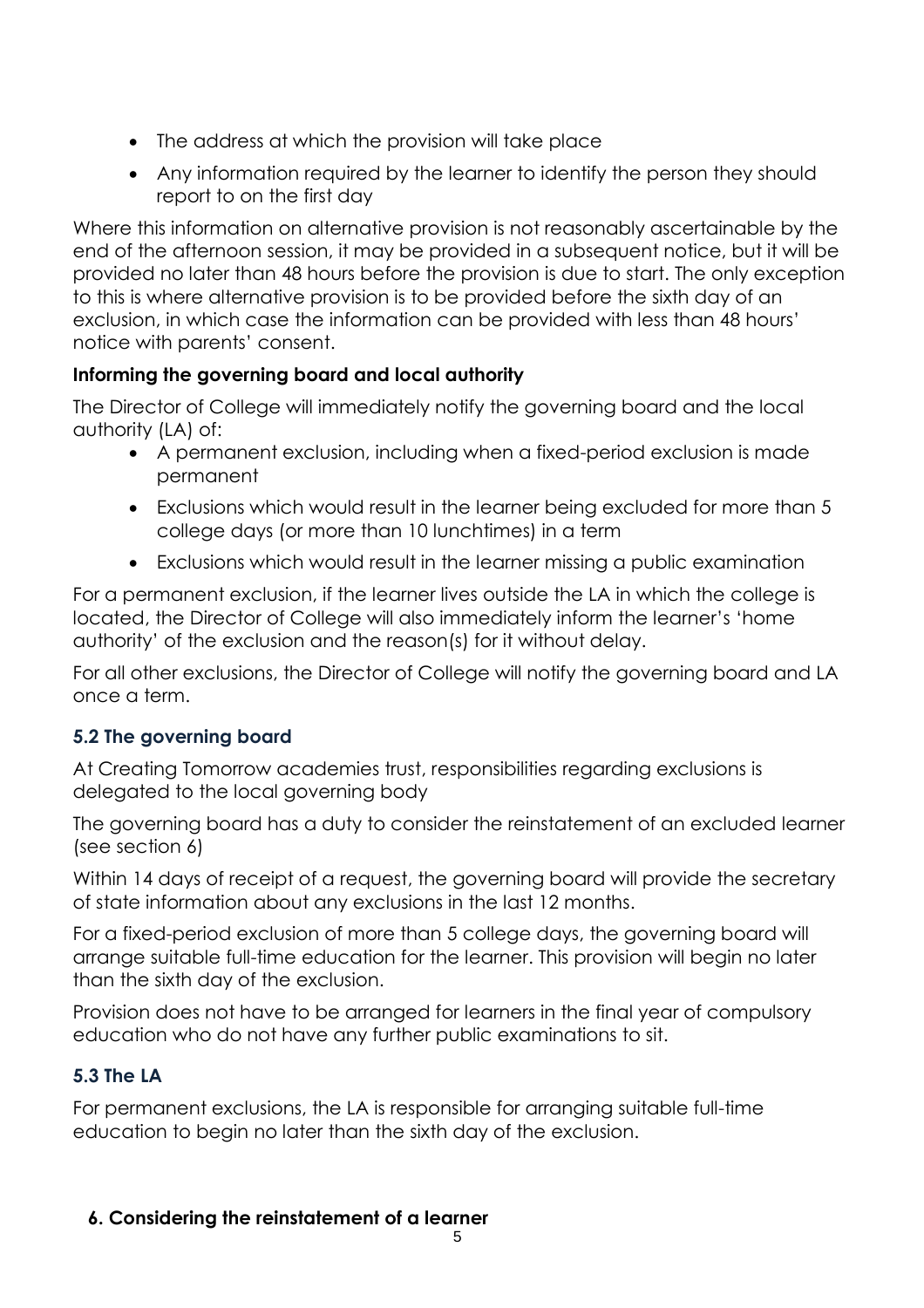- The address at which the provision will take place
- Any information required by the learner to identify the person they should report to on the first day

Where this information on alternative provision is not reasonably ascertainable by the end of the afternoon session, it may be provided in a subsequent notice, but it will be provided no later than 48 hours before the provision is due to start. The only exception to this is where alternative provision is to be provided before the sixth day of an exclusion, in which case the information can be provided with less than 48 hours' notice with parents' consent.

**Informing the governing board and local authority**

The Director of College will immediately notify the governing board and the local authority (LA) of:

- A permanent exclusion, including when a fixed-period exclusion is made permanent
- Exclusions which would result in the learner being excluded for more than 5 college days (or more than 10 lunchtimes) in a term
- Exclusions which would result in the learner missing a public examination

For a permanent exclusion, if the learner lives outside the LA in which the college is located, the Director of College will also immediately inform the learner's 'home authority' of the exclusion and the reason(s) for it without delay.

For all other exclusions, the Director of College will notify the governing board and LA once a term.

### 5.2 The governing board

At Creating Tomorrow academies trust, responsibilities regarding exclusions is delegated to the local governing body

The governing board has a duty to consider the reinstatement of an excluded learner (see section 6)

Within 14 days of receipt of a request, the governing board will provide the secretary of state information about any exclusions in the last 12 months.

For a fixed-period exclusion of more than 5 college days, the governing board will arrange suitable full-time education for the learner. This provision will begin no later than the sixth day of the exclusion.

Provision does not have to be arranged for learners in the final year of compulsory education who do not have any further public examinations to sit.

### 5.3 The LA

For permanent exclusions, the LA is responsible for arranging suitable full-time education to begin no later than the sixth day of the exclusion.

## 6. Considering the reinstatement of a learner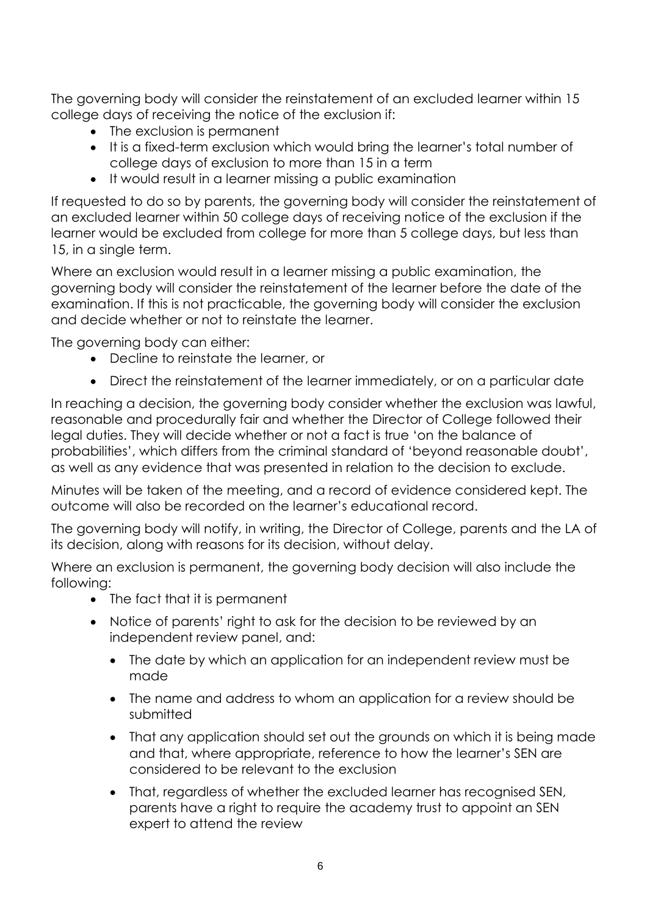The governing body will consider the reinstatement of an excluded learner within 15 college days of receiving the notice of the exclusion if:

- The exclusion is permanent
- It is a fixed-term exclusion which would bring the learner's total number of college days of exclusion to more than 15 in a term
- It would result in a learner missing a public examination

If requested to do so by parents, the governing body will consider the reinstatement of an excluded learner within 50 college days of receiving notice of the exclusion if the learner would be excluded from college for more than 5 college days, but less than 15, in a single term.

Where an exclusion would result in a learner missing a public examination, the governing body will consider the reinstatement of the learner before the date of the examination. If this is not practicable, the governing body will consider the exclusion and decide whether or not to reinstate the learner.

The governing body can either:

- Decline to reinstate the learner, or
- Direct the reinstatement of the learner immediately, or on a particular date

In reaching a decision, the governing body consider whether the exclusion was lawful, reasonable and procedurally fair and whether the Director of College followed their legal duties. They will decide whether or not a fact is true 'on the balance of probabilities', which differs from the criminal standard of 'beyond reasonable doubt', as well as any evidence that was presented in relation to the decision to exclude.

Minutes will be taken of the meeting, and a record of evidence considered kept. The outcome will also be recorded on the learner's educational record.

The governing body will notify, in writing, the Director of College, parents and the LA of its decision, along with reasons for its decision, without delay.

Where an exclusion is permanent, the governing body decision will also include the following:

- The fact that it is permanent
- Notice of parents' right to ask for the decision to be reviewed by an independent review panel, and:
  - The date by which an application for an independent review must be made
  - The name and address to whom an application for a review should be submitted
  - That any application should set out the grounds on which it is being made and that, where appropriate, reference to how the learner's SEN are considered to be relevant to the exclusion
  - That, regardless of whether the excluded learner has recognised SEN, parents have a right to require the academy trust to appoint an SEN expert to attend the review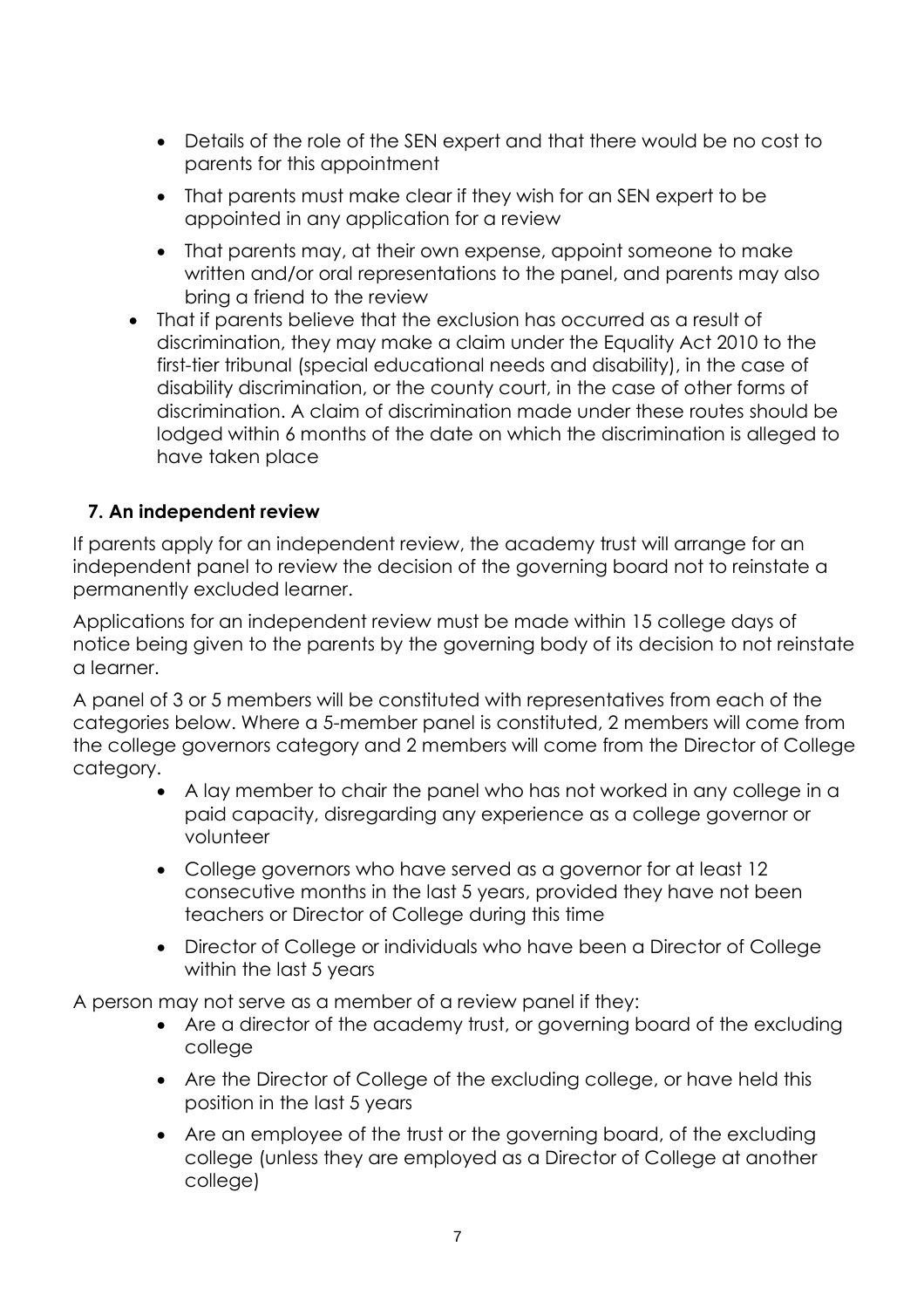- Details of the role of the SEN expert and that there would be no cost to parents for this appointment
    - That parents must make clear if they wish for an SEN expert to be appointed in any application for a review
    - That parents may, at their own expense, appoint someone to make written and/or oral representations to the panel, and parents may also bring a friend to the review
- That if parents believe that the exclusion has occurred as a result of discrimination, they may make a claim under the Equality Act 2010 to the first-tier tribunal (special educational needs and disability), in the case of disability discrimination, or the county court, in the case of other forms of discrimination. A claim of discrimination made under these routes should be lodged within 6 months of the date on which the discrimination is alleged to have taken place

## 7. An independent review

If parents apply for an independent review, the academy trust will arrange for an independent panel to review the decision of the governing board not to reinstate a permanently excluded learner.

Applications for an independent review must be made within 15 college days of notice being given to the parents by the governing body of its decision to not reinstate a learner.

A panel of 3 or 5 members will be constituted with representatives from each of the categories below. Where a 5-member panel is constituted, 2 members will come from the college governors category and 2 members will come from the Director of College category.

- A lay member to chair the panel who has not worked in any college in a paid capacity, disregarding any experience as a college governor or volunteer
- College governors who have served as a governor for at least 12 consecutive months in the last 5 years, provided they have not been teachers or Director of College during this time
- Director of College or individuals who have been a Director of College within the last 5 years

A person may not serve as a member of a review panel if they:

- Are a director of the academy trust, or governing board of the excluding college
- Are the Director of College of the excluding college, or have held this position in the last 5 years
- Are an employee of the trust or the governing board, of the excluding college (unless they are employed as a Director of College at another college)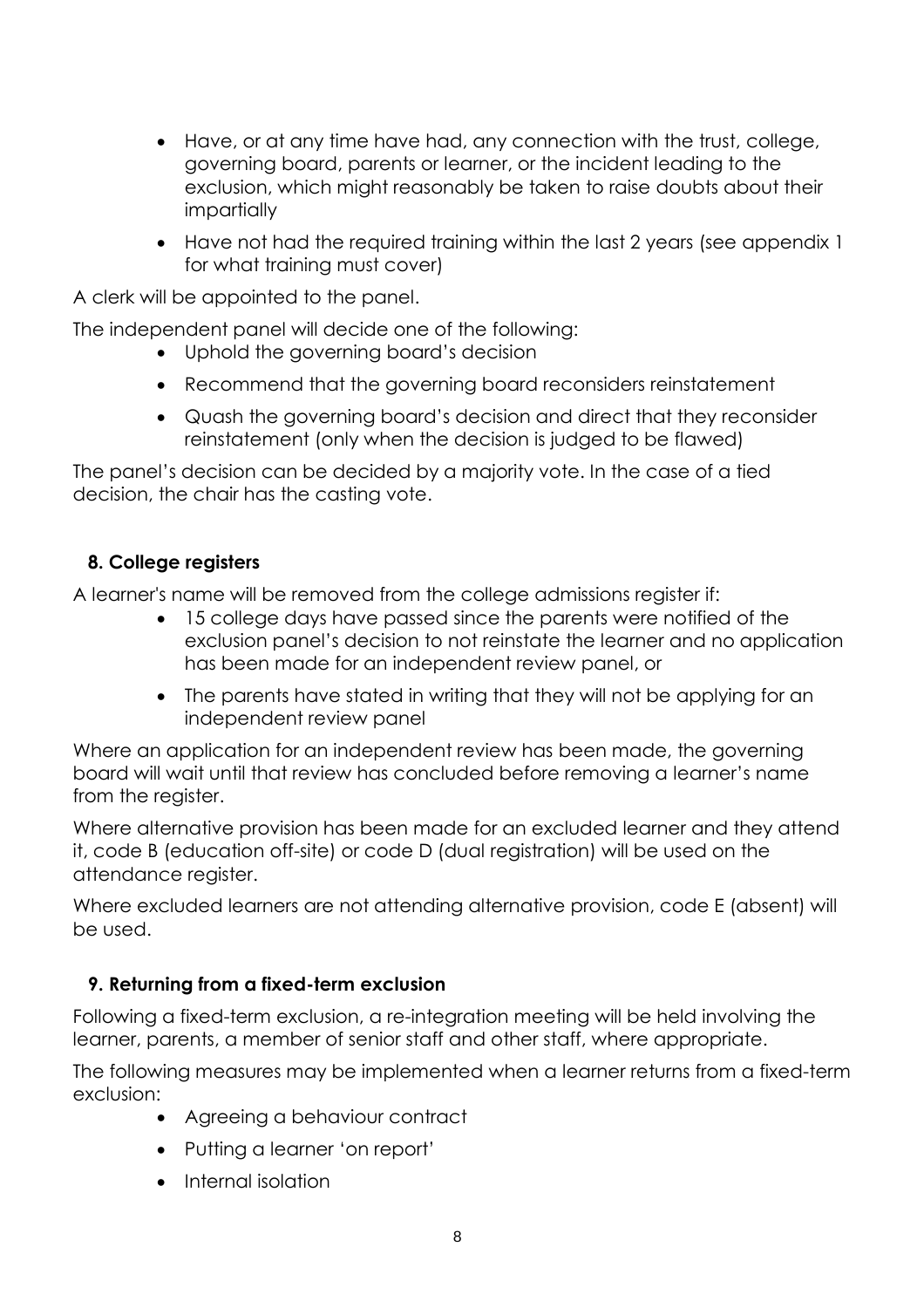- Have, or at any time have had, any connection with the trust, college, governing board, parents or learner, or the incident leading to the exclusion, which might reasonably be taken to raise doubts about their impartially
- Have not had the required training within the last 2 years (see appendix 1 for what training must cover)

A clerk will be appointed to the panel.

The independent panel will decide one of the following:

- Uphold the governing board's decision
- Recommend that the governing board reconsiders reinstatement
- Quash the governing board's decision and direct that they reconsider reinstatement (only when the decision is judged to be flawed)

The panel's decision can be decided by a majority vote. In the case of a tied decision, the chair has the casting vote.

## 8. College registers

A learner's name will be removed from the college admissions register if:

- 15 college days have passed since the parents were notified of the exclusion panel's decision to not reinstate the learner and no application has been made for an independent review panel, or
- The parents have stated in writing that they will not be applying for an independent review panel

Where an application for an independent review has been made, the governing board will wait until that review has concluded before removing a learner's name from the register.

Where alternative provision has been made for an excluded learner and they attend it, code B (education off-site) or code D (dual registration) will be used on the attendance register.

Where excluded learners are not attending alternative provision, code E (absent) will be used.

## 9. Returning from a fixed-term exclusion

Following a fixed-term exclusion, a re-integration meeting will be held involving the learner, parents, a member of senior staff and other staff, where appropriate.

The following measures may be implemented when a learner returns from a fixed-term exclusion:

- Agreeing a behaviour contract
- Putting a learner 'on report'
- Internal isolation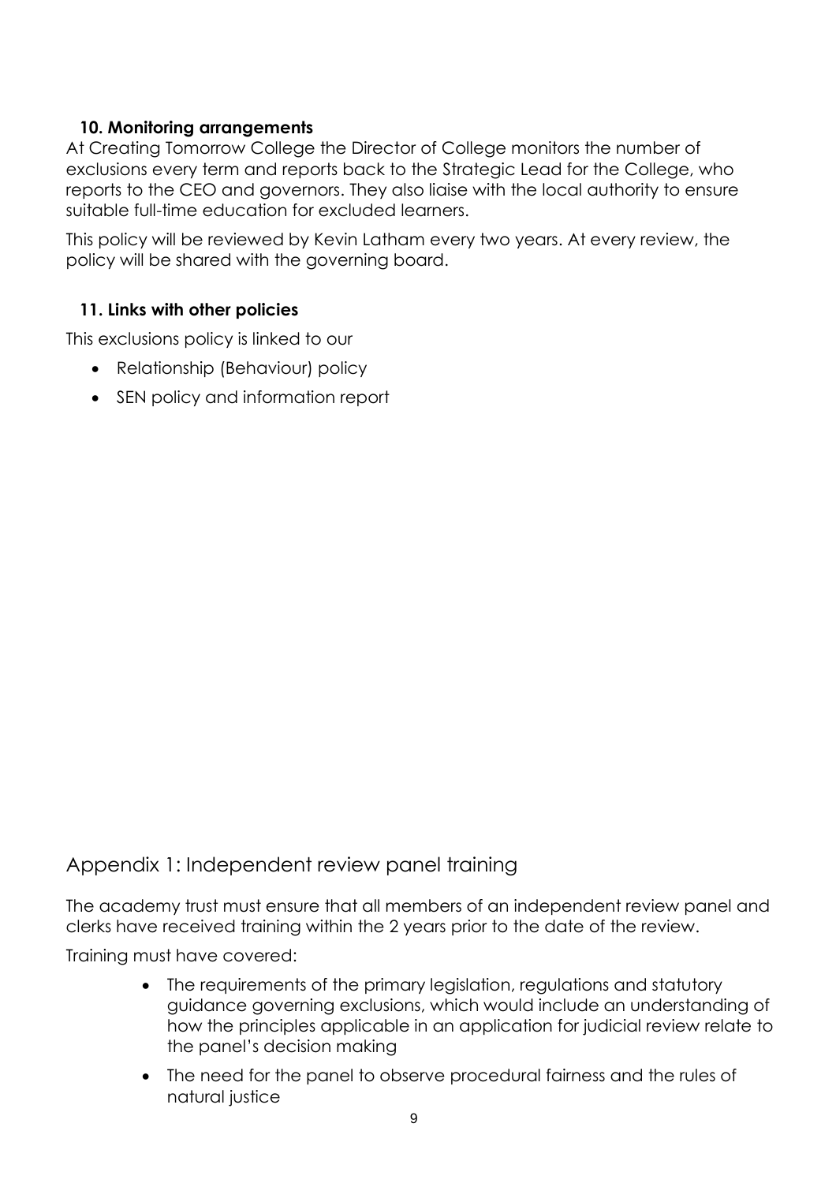### 10. Monitoring arrangements

At Creating Tomorrow College the Director of College monitors the number of exclusions every term and reports back to the Strategic Lead for the College, who reports to the CEO and governors. They also liaise with the local authority to ensure suitable full-time education for excluded learners.

This policy will be reviewed by Kevin Latham every two years. At every review, the policy will be shared with the governing board.

### 11. Links with other policies

This exclusions policy is linked to our

- Relationship (Behaviour) policy
- SEN policy and information report

## Appendix 1: Independent review panel training

The academy trust must ensure that all members of an independent review panel and clerks have received training within the 2 years prior to the date of the review.

Training must have covered:

- The requirements of the primary legislation, regulations and statutory guidance governing exclusions, which would include an understanding of how the principles applicable in an application for judicial review relate to the panel's decision making
- The need for the panel to observe procedural fairness and the rules of natural justice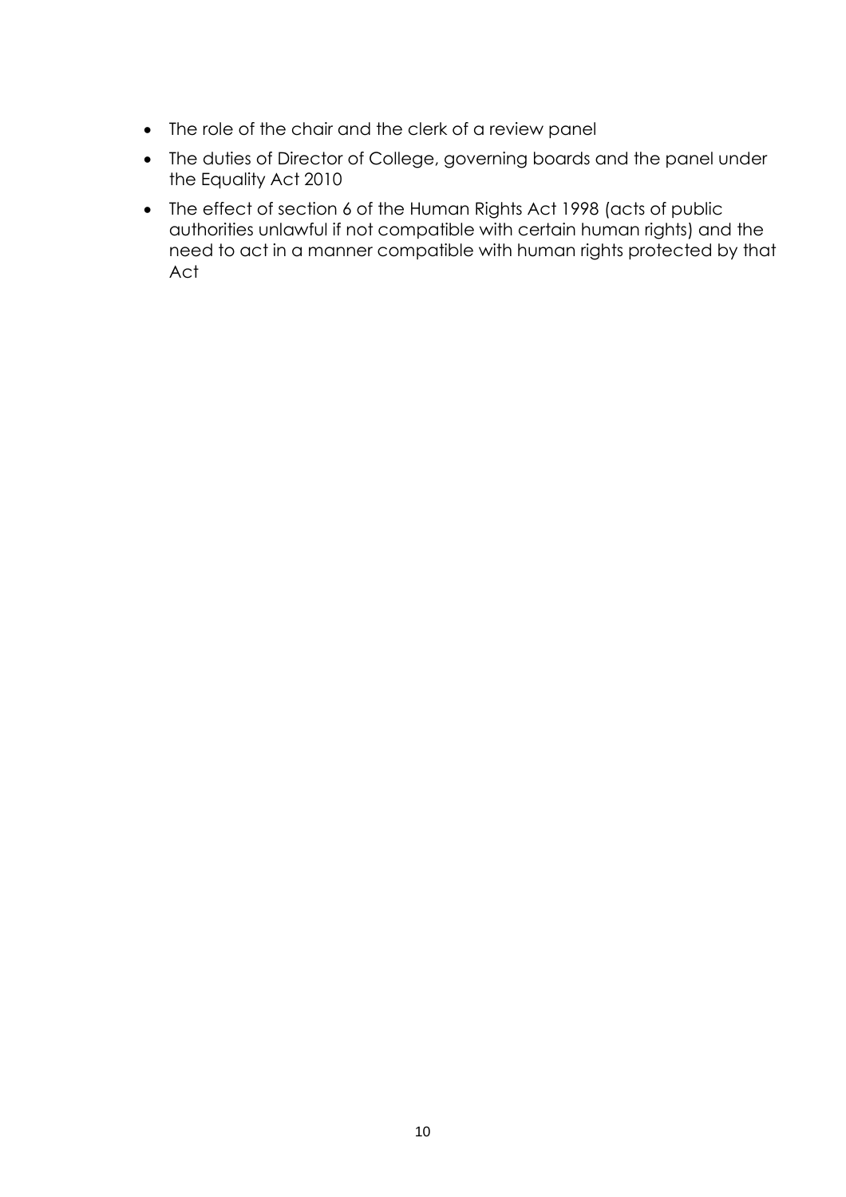- The role of the chair and the clerk of a review panel
- The duties of Director of College, governing boards and the panel under the Equality Act 2010
- The effect of section 6 of the Human Rights Act 1998 (acts of public authorities unlawful if not compatible with certain human rights) and the need to act in a manner compatible with human rights protected by that Act